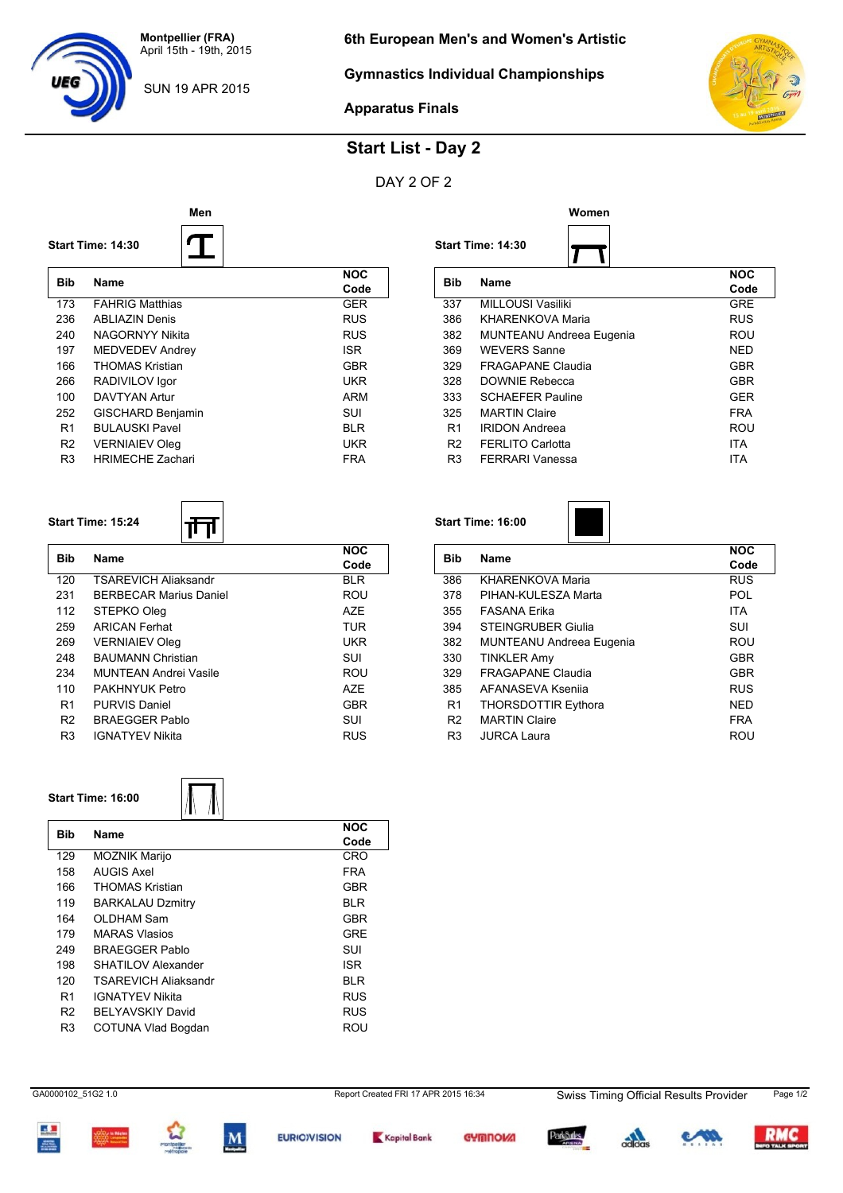Montpellier (FRA)
April 15th - 19th, 2015

SUN 19 APR 2015

6th European Men's and Women's Artistic

Gymnastics Individual Championships

Apparatus Finals

# Start List - Day 2

DAY 2 OF 2

## Men

**Start Time: 14:30**

| Bib | Name | NOC Code |
|---|---|---|
| 173 | FAHRIG Matthias | GER |
| 236 | ABLIAZIN Denis | RUS |
| 240 | NAGORNYY Nikita | RUS |
| 197 | MEDVEDEV Andrey | ISR |
| 166 | THOMAS Kristian | GBR |
| 266 | RADIVILOV Igor | UKR |
| 100 | DAVTYAN Artur | ARM |
| 252 | GISCHARD Benjamin | SUI |
| R1 | BULAUSKI Pavel | BLR |
| R2 | VERNIAIEV Oleg | UKR |
| R3 | HRIMECHE Zachari | FRA |

**Start Time: 15:24**

| Bib | Name | NOC Code |
|---|---|---|
| 120 | TSAREVICH Aliaksandr | BLR |
| 231 | BERBECAR Marius Daniel | ROU |
| 112 | STEPKO Oleg | AZE |
| 259 | ARICAN Ferhat | TUR |
| 269 | VERNIAIEV Oleg | UKR |
| 248 | BAUMANN Christian | SUI |
| 234 | MUNTEAN Andrei Vasile | ROU |
| 110 | PAKHNYUK Petro | AZE |
| R1 | PURVIS Daniel | GBR |
| R2 | BRAEGGER Pablo | SUI |
| R3 | IGNATYEV Nikita | RUS |

**Start Time: 16:00**

| Bib | Name | NOC Code |
|---|---|---|
| 129 | MOZNIK Marijo | CRO |
| 158 | AUGIS Axel | FRA |
| 166 | THOMAS Kristian | GBR |
| 119 | BARKALAU Dzmitry | BLR |
| 164 | OLDHAM Sam | GBR |
| 179 | MARAS Vlasios | GRE |
| 249 | BRAEGGER Pablo | SUI |
| 198 | SHATILOV Alexander | ISR |
| 120 | TSAREVICH Aliaksandr | BLR |
| R1 | IGNATYEV Nikita | RUS |
| R2 | BELYAVSKIY David | RUS |
| R3 | COTUNA Vlad Bogdan | ROU |

## Women

**Start Time: 14:30**

| Bib | Name | NOC Code |
|---|---|---|
| 337 | MILLOUSI Vasiliki | GRE |
| 386 | KHARENKOVA Maria | RUS |
| 382 | MUNTEANU Andreea Eugenia | ROU |
| 369 | WEVERS Sanne | NED |
| 329 | FRAGAPANE Claudia | GBR |
| 328 | DOWNIE Rebecca | GBR |
| 333 | SCHAEFER Pauline | GER |
| 325 | MARTIN Claire | FRA |
| R1 | IRIDON Andreea | ROU |
| R2 | FERLITO Carlotta | ITA |
| R3 | FERRARI Vanessa | ITA |

**Start Time: 16:00**

| Bib | Name | NOC Code |
|---|---|---|
| 386 | KHARENKOVA Maria | RUS |
| 378 | PIHAN-KULESZA Marta | POL |
| 355 | FASANA Erika | ITA |
| 394 | STEINGRUBER Giulia | SUI |
| 382 | MUNTEANU Andreea Eugenia | ROU |
| 330 | TINKLER Amy | GBR |
| 329 | FRAGAPANE Claudia | GBR |
| 385 | AFANASEVA Kseniia | RUS |
| R1 | THORSDOTTIR Eythora | NED |
| R2 | MARTIN Claire | FRA |
| R3 | JURCA Laura | ROU |

GA0000102_51G2 1.0 Report Created FRI 17 APR 2015 16:34 Swiss Timing Official Results Provider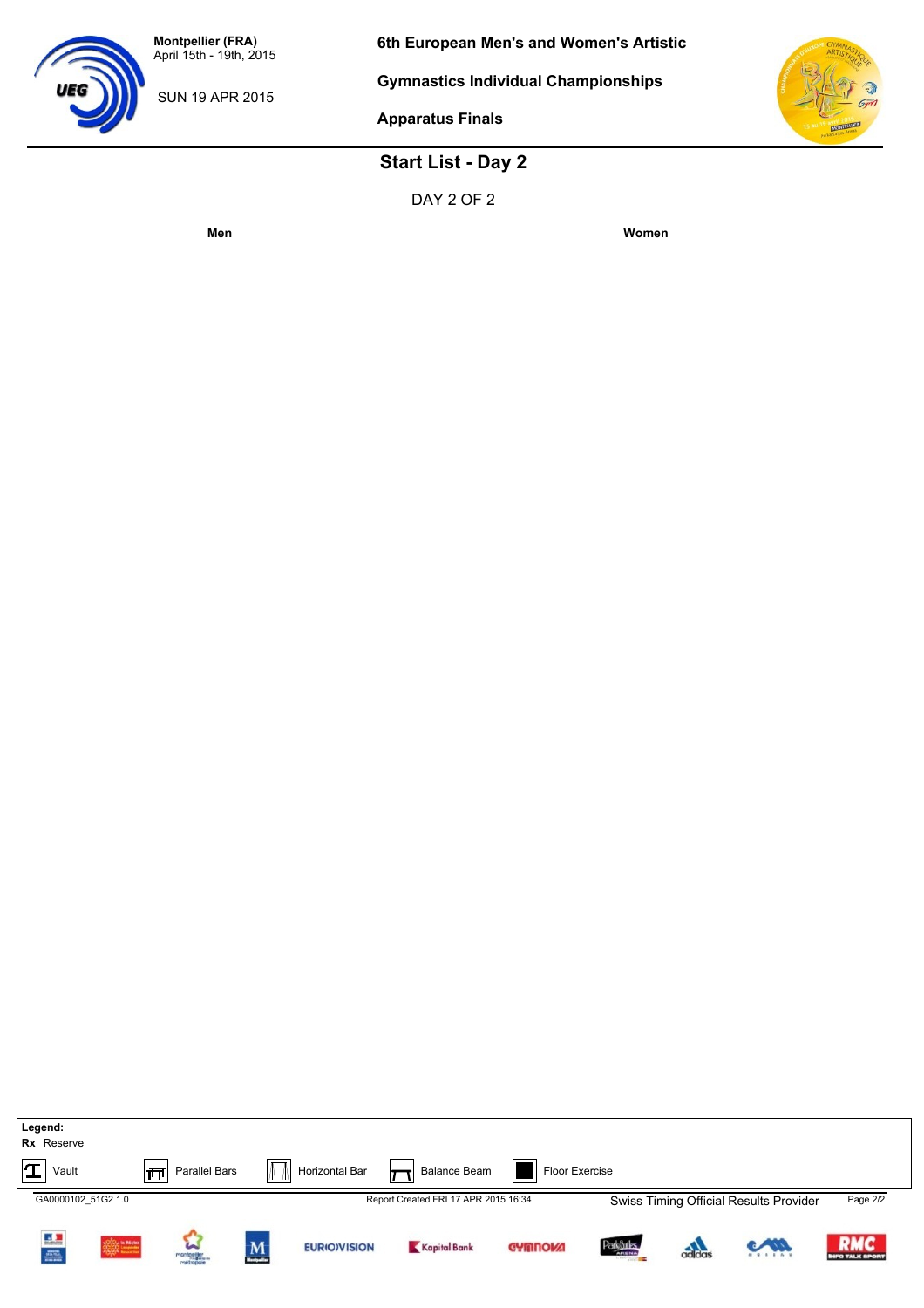# Start List - Day 2

DAY 2 OF 2

**Men** **Women**

**Legend:**
**Rx** Reserve

Vault | Parallel Bars | Horizontal Bar | Balance Beam | Floor Exercise

GA0000102_51G2 1.0 Report Created FRI 17 APR 2015 16:34 Swiss Timing Official Results Provider